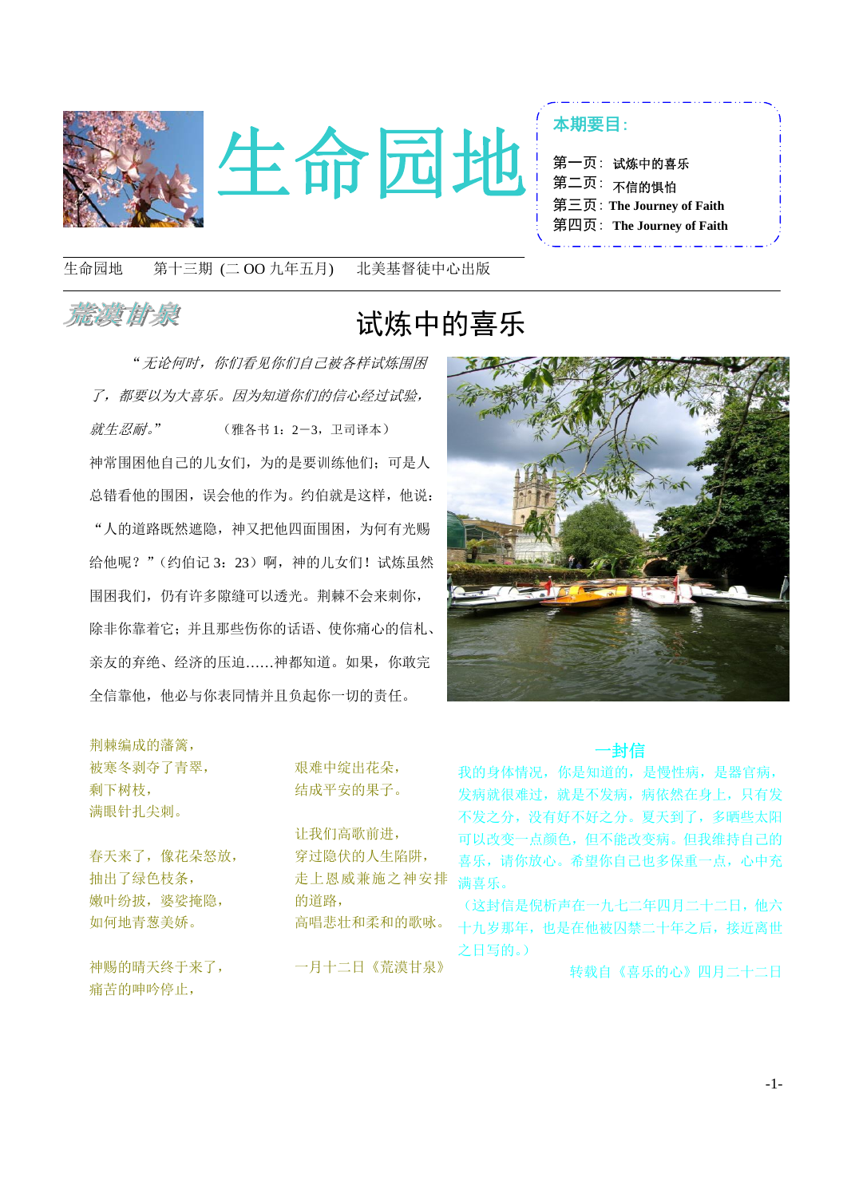# 生命园地

**本期要目：**

第一页：试炼中的喜乐
第二页：不信的惧怕
第三页：The Journey of Faith
第四页：The Journey of Faith

生命园地　　第十三期 (二 OO 九年五月)　　北美基督徒中心出版

荒漠甘泉

## 试炼中的喜乐

*"无论何时，你们看见你们自己被各样试炼围困了，都要以为大喜乐。因为知道你们的信心经过试验，就生忍耐。"*　　（雅各书 1：2－3，卫司译本）

神常围困他自己的儿女们，为的是要训练他们；可是人总错看他的围困，误会他的作为。约伯就是这样，他说："人的道路既然遮隐，神又把他四面围困，为何有光赐给他呢？"（约伯记 3：23）啊，神的儿女们！试炼虽然围困我们，仍有许多隙缝可以透光。荆棘不会来刺你，除非你靠着它；并且那些伤你的话语、使你痛心的信札、亲友的弃绝、经济的压迫……神都知道。如果，你敢完全信靠他，他必与你表同情并且负起你一切的责任。

荆棘编成的藩篱，
被寒冬剥夺了青翠，
剩下树枝，
满眼针扎尖刺。

春天来了，像花朵怒放，
抽出了绿色枝条，
嫩叶纷披，婆娑掩隐，
如何地青葱美娇。

神赐的晴天终于来了，
痛苦的呻吟停止，
艰难中绽出花朵，
结成平安的果子。

让我们高歌前进，
穿过隐伏的人生陷阱，
走上恩威兼施之神安排的道路，
高唱悲壮和柔和的歌咏。

一月十二日《荒漠甘泉》

### 一封信

我的身体情况，你是知道的，是慢性病，是器官病，发病就很难过，就是不发病，病依然在身上，只有发不发之分，没有好不好之分。夏天到了，多晒些太阳可以改变一点颜色，但不能改变病。但我维持自己的喜乐，请你放心。希望你自己也多保重一点，心中充满喜乐。

（这封信是倪柝声在一九七二年四月二十二日，他六十九岁那年，也是在他被囚禁二十年之后，接近离世之日写的。）

转载自《喜乐的心》四月二十二日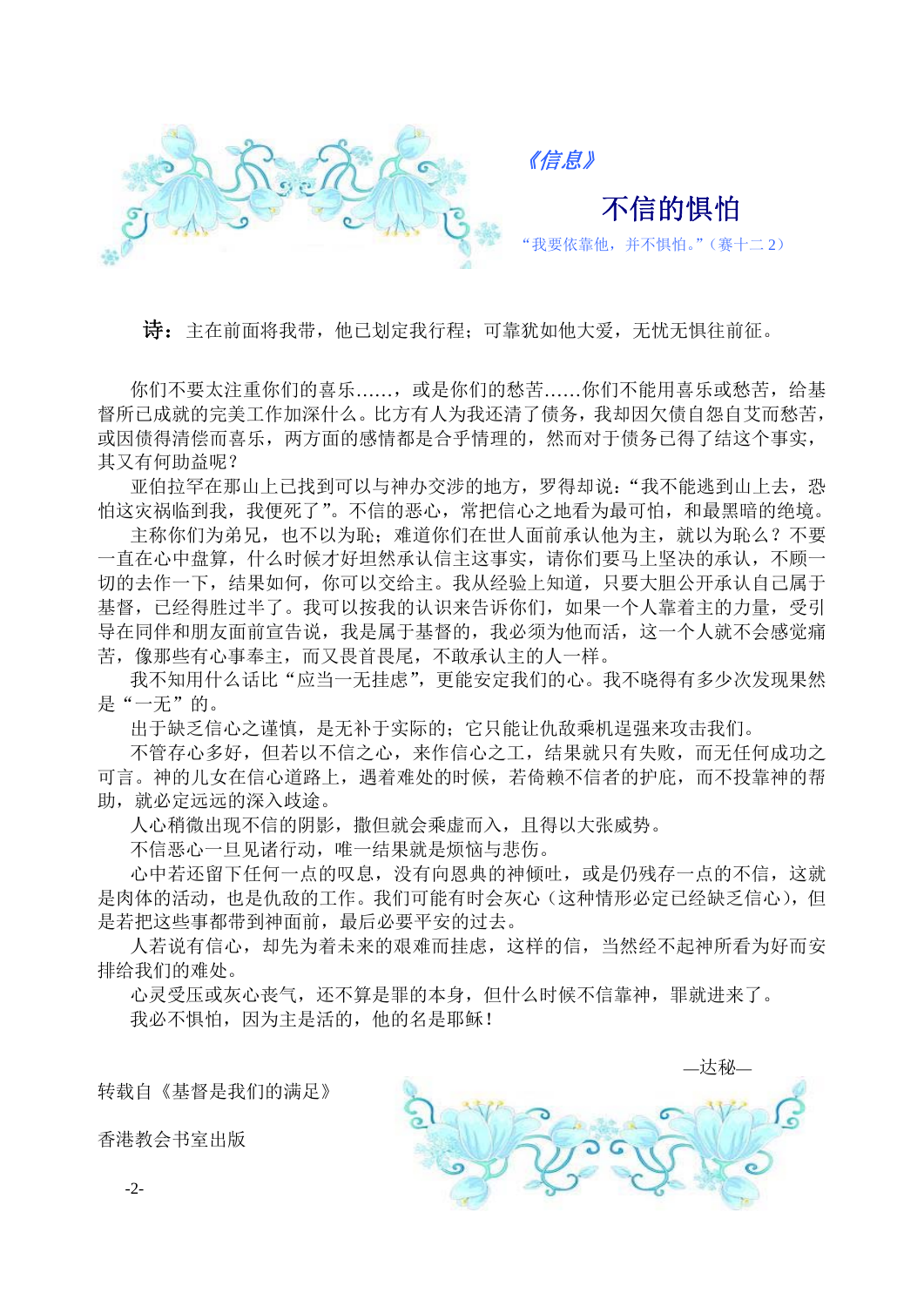*《信息》*

# 不信的惧怕

“我要依靠他，并不惧怕。”（赛十二 2）

**诗：**主在前面将我带，他已划定我行程；可靠犹如他大爱，无忧无惧往前征。

你们不要太注重你们的喜乐……，或是你们的愁苦……你们不能用喜乐或愁苦，给基督所已成就的完美工作加深什么。比方有人为我还清了债务，我却因欠债自怨自艾而愁苦，或因债得清偿而喜乐，两方面的感情都是合乎情理的，然而对于债务已得了结这个事实，其又有何助益呢？

亚伯拉罕在那山上已找到可以与神办交涉的地方，罗得却说：“我不能逃到山上去，恐怕这灾祸临到我，我便死了”。不信的恶心，常把信心之地看为最可怕，和最黑暗的绝境。

主称你们为弟兄，也不以为耻；难道你们在世人面前承认他为主，就以为耻么？不要一直在心中盘算，什么时候才好坦然承认信主这事实，请你们要马上坚决的承认，不顾一切的去作一下，结果如何，你可以交给主。我从经验上知道，只要大胆公开承认自己属于基督，已经得胜过半了。我可以按我的认识来告诉你们，如果一个人靠着主的力量，受引导在同伴和朋友面前宣告说，我是属于基督的，我必须为他而活，这一个人就不会感觉痛苦，像那些有心事奉主，而又畏首畏尾，不敢承认主的人一样。

我不知用什么话比“应当一无挂虑”，更能安定我们的心。我不晓得有多少次发现果然是“一无”的。

出于缺乏信心之谨慎，是无补于实际的；它只能让仇敌乘机逞强来攻击我们。

不管存心多好，但若以不信之心，来作信心之工，结果就只有失败，而无任何成功之可言。神的儿女在信心道路上，遇着难处的时候，若倚赖不信者的护庇，而不投靠神的帮助，就必定远远的深入歧途。

人心稍微出现不信的阴影，撒但就会乘虚而入，且得以大张威势。

不信恶心一旦见诸行动，唯一结果就是烦恼与悲伤。

心中若还留下任何一点的叹息，没有向恩典的神倾吐，或是仍残存一点的不信，这就是肉体的活动，也是仇敌的工作。我们可能有时会灰心（这种情形必定已经缺乏信心），但是若把这些事都带到神面前，最后必要平安的过去。

人若说有信心，却先为着未来的艰难而挂虑，这样的信，当然经不起神所看为好而安排给我们的难处。

心灵受压或灰心丧气，还不算是罪的本身，但什么时候不信靠神，罪就进来了。

我必不惧怕，因为主是活的，他的名是耶稣！

—达秘—

转载自《基督是我们的满足》

香港教会书室出版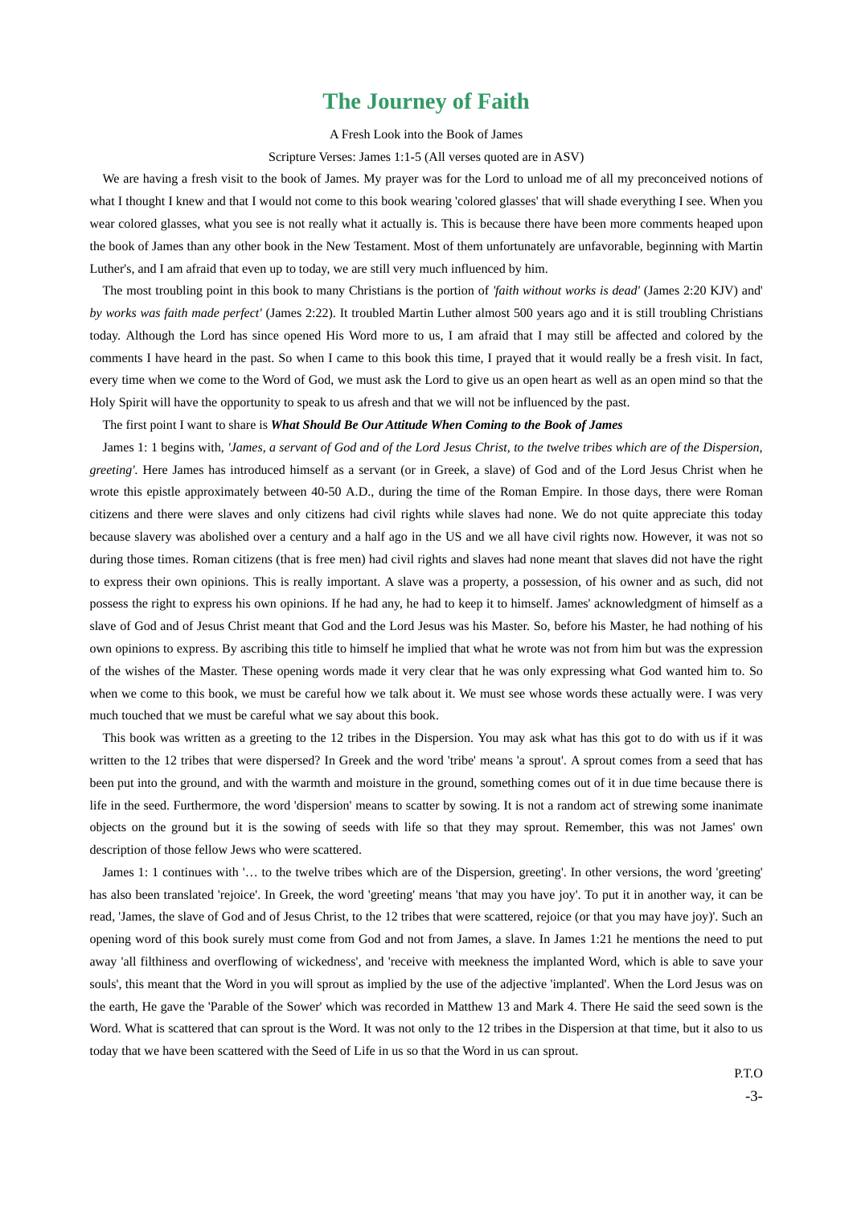# The Journey of Faith

A Fresh Look into the Book of James

Scripture Verses: James 1:1-5 (All verses quoted are in ASV)

We are having a fresh visit to the book of James. My prayer was for the Lord to unload me of all my preconceived notions of what I thought I knew and that I would not come to this book wearing 'colored glasses' that will shade everything I see. When you wear colored glasses, what you see is not really what it actually is. This is because there have been more comments heaped upon the book of James than any other book in the New Testament. Most of them unfortunately are unfavorable, beginning with Martin Luther's, and I am afraid that even up to today, we are still very much influenced by him.

The most troubling point in this book to many Christians is the portion of *'faith without works is dead'* (James 2:20 KJV) and' *by works was faith made perfect'* (James 2:22). It troubled Martin Luther almost 500 years ago and it is still troubling Christians today. Although the Lord has since opened His Word more to us, I am afraid that I may still be affected and colored by the comments I have heard in the past. So when I came to this book this time, I prayed that it would really be a fresh visit. In fact, every time when we come to the Word of God, we must ask the Lord to give us an open heart as well as an open mind so that the Holy Spirit will have the opportunity to speak to us afresh and that we will not be influenced by the past.

The first point I want to share is ***What Should Be Our Attitude When Coming to the Book of James***

James 1: 1 begins with, *'James, a servant of God and of the Lord Jesus Christ, to the twelve tribes which are of the Dispersion, greeting'.* Here James has introduced himself as a servant (or in Greek, a slave) of God and of the Lord Jesus Christ when he wrote this epistle approximately between 40-50 A.D., during the time of the Roman Empire. In those days, there were Roman citizens and there were slaves and only citizens had civil rights while slaves had none. We do not quite appreciate this today because slavery was abolished over a century and a half ago in the US and we all have civil rights now. However, it was not so during those times. Roman citizens (that is free men) had civil rights and slaves had none meant that slaves did not have the right to express their own opinions. This is really important. A slave was a property, a possession, of his owner and as such, did not possess the right to express his own opinions. If he had any, he had to keep it to himself. James' acknowledgment of himself as a slave of God and of Jesus Christ meant that God and the Lord Jesus was his Master. So, before his Master, he had nothing of his own opinions to express. By ascribing this title to himself he implied that what he wrote was not from him but was the expression of the wishes of the Master. These opening words made it very clear that he was only expressing what God wanted him to. So when we come to this book, we must be careful how we talk about it. We must see whose words these actually were. I was very much touched that we must be careful what we say about this book.

This book was written as a greeting to the 12 tribes in the Dispersion. You may ask what has this got to do with us if it was written to the 12 tribes that were dispersed? In Greek and the word 'tribe' means 'a sprout'. A sprout comes from a seed that has been put into the ground, and with the warmth and moisture in the ground, something comes out of it in due time because there is life in the seed. Furthermore, the word 'dispersion' means to scatter by sowing. It is not a random act of strewing some inanimate objects on the ground but it is the sowing of seeds with life so that they may sprout. Remember, this was not James' own description of those fellow Jews who were scattered.

James 1: 1 continues with '… to the twelve tribes which are of the Dispersion, greeting'. In other versions, the word 'greeting' has also been translated 'rejoice'. In Greek, the word 'greeting' means 'that may you have joy'. To put it in another way, it can be read, 'James, the slave of God and of Jesus Christ, to the 12 tribes that were scattered, rejoice (or that you may have joy)'. Such an opening word of this book surely must come from God and not from James, a slave. In James 1:21 he mentions the need to put away 'all filthiness and overflowing of wickedness', and 'receive with meekness the implanted Word, which is able to save your souls', this meant that the Word in you will sprout as implied by the use of the adjective 'implanted'. When the Lord Jesus was on the earth, He gave the 'Parable of the Sower' which was recorded in Matthew 13 and Mark 4. There He said the seed sown is the Word. What is scattered that can sprout is the Word. It was not only to the 12 tribes in the Dispersion at that time, but it also to us today that we have been scattered with the Seed of Life in us so that the Word in us can sprout.

P.T.O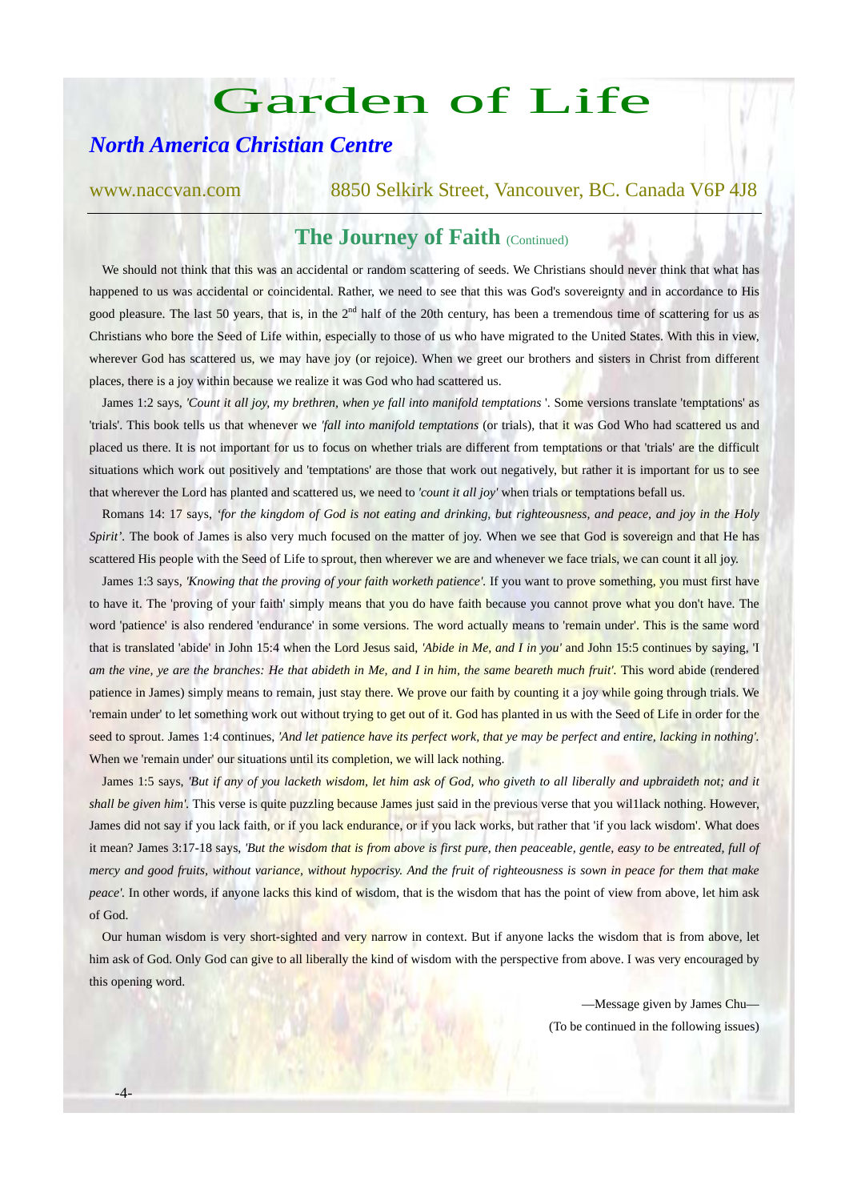# Garden of Life

***North America Christian Centre***

www.naccvan.com 8850 Selkirk Street, Vancouver, BC. Canada V6P 4J8

## The Journey of Faith (Continued)

We should not think that this was an accidental or random scattering of seeds. We Christians should never think that what has happened to us was accidental or coincidental. Rather, we need to see that this was God's sovereignty and in accordance to His good pleasure. The last 50 years, that is, in the 2nd half of the 20th century, has been a tremendous time of scattering for us as Christians who bore the Seed of Life within, especially to those of us who have migrated to the United States. With this in view, wherever God has scattered us, we may have joy (or rejoice). When we greet our brothers and sisters in Christ from different places, there is a joy within because we realize it was God who had scattered us.

James 1:2 says, *'Count it all joy, my brethren, when ye fall into manifold temptations* '. Some versions translate 'temptations' as 'trials'. This book tells us that whenever we *'fall into manifold temptations* (or trials), that it was God Who had scattered us and placed us there. It is not important for us to focus on whether trials are different from temptations or that 'trials' are the difficult situations which work out positively and 'temptations' are those that work out negatively, but rather it is important for us to see that wherever the Lord has planted and scattered us, we need to *'count it all joy'* when trials or temptations befall us.

Romans 14: 17 says, *'for the kingdom of God is not eating and drinking, but righteousness, and peace, and joy in the Holy Spirit'.* The book of James is also very much focused on the matter of joy. When we see that God is sovereign and that He has scattered His people with the Seed of Life to sprout, then wherever we are and whenever we face trials, we can count it all joy.

James 1:3 says, *'Knowing that the proving of your faith worketh patience'.* If you want to prove something, you must first have to have it. The 'proving of your faith' simply means that you do have faith because you cannot prove what you don't have. The word 'patience' is also rendered 'endurance' in some versions. The word actually means to 'remain under'. This is the same word that is translated 'abide' in John 15:4 when the Lord Jesus said, *'Abide in Me, and I in you'* and John 15:5 continues by saying, *'I am the vine, ye are the branches: He that abideth in Me, and I in him, the same beareth much fruit'.* This word abide (rendered patience in James) simply means to remain, just stay there. We prove our faith by counting it a joy while going through trials. We 'remain under' to let something work out without trying to get out of it. God has planted in us with the Seed of Life in order for the seed to sprout. James 1:4 continues, *'And let patience have its perfect work, that ye may be perfect and entire, lacking in nothing'.* When we 'remain under' our situations until its completion, we will lack nothing.

James 1:5 says, *'But if any of you lacketh wisdom, let him ask of God, who giveth to all liberally and upbraideth not; and it shall be given him'.* This verse is quite puzzling because James just said in the previous verse that you wil1lack nothing. However, James did not say if you lack faith, or if you lack endurance, or if you lack works, but rather that 'if you lack wisdom'. What does it mean? James 3:17-18 says, *'But the wisdom that is from above is first pure, then peaceable, gentle, easy to be entreated, full of mercy and good fruits, without variance, without hypocrisy. And the fruit of righteousness is sown in peace for them that make peace'.* In other words, if anyone lacks this kind of wisdom, that is the wisdom that has the point of view from above, let him ask of God.

Our human wisdom is very short-sighted and very narrow in context. But if anyone lacks the wisdom that is from above, let him ask of God. Only God can give to all liberally the kind of wisdom with the perspective from above. I was very encouraged by this opening word.

—Message given by James Chu—

(To be continued in the following issues)